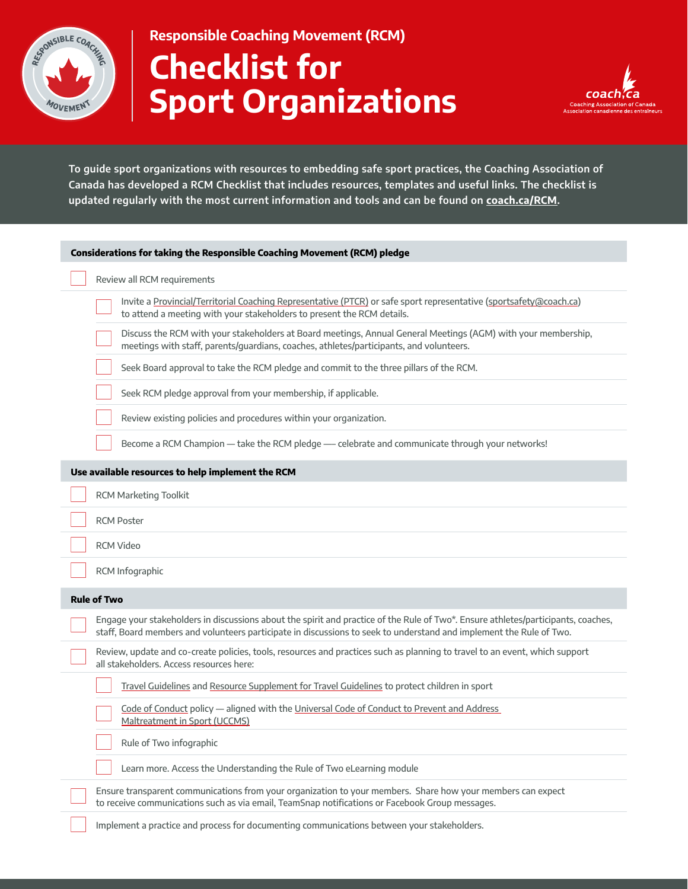## Responsible Coaching Movement (RCM)

# Checklist for Sport Organizations

To guide sport organizations with resources to embedding safe sport practices, the Coaching Association of Canada has developed a RCM Checklist that includes resources, templates and useful links. The checklist is updated regularly with the most current information and tools and can be found on **coach.ca/RCM**.

### Considerations for taking the Responsible Coaching Movement (RCM) pledge

- [ ] Review all RCM requirements
  - [ ] Invite a Provincial/Territorial Coaching Representative (PTCR) or safe sport representative (sportsafety@coach.ca) to attend a meeting with your stakeholders to present the RCM details.
  - [ ] Discuss the RCM with your stakeholders at Board meetings, Annual General Meetings (AGM) with your membership, meetings with staff, parents/guardians, coaches, athletes/participants, and volunteers.
  - [ ] Seek Board approval to take the RCM pledge and commit to the three pillars of the RCM.
  - [ ] Seek RCM pledge approval from your membership, if applicable.
  - [ ] Review existing policies and procedures within your organization.
  - [ ] Become a RCM Champion — take the RCM pledge — celebrate and communicate through your networks!

### Use available resources to help implement the RCM

- [ ] RCM Marketing Toolkit
- [ ] RCM Poster
- [ ] RCM Video
- [ ] RCM Infographic

### Rule of Two

- [ ] Engage your stakeholders in discussions about the spirit and practice of the Rule of Two*. Ensure athletes/participants, coaches, staff, Board members and volunteers participate in discussions to seek to understand and implement the Rule of Two.
- [ ] Review, update and co-create policies, tools, resources and practices such as planning to travel to an event, which support all stakeholders. Access resources here:
  - [ ] Travel Guidelines and Resource Supplement for Travel Guidelines to protect children in sport
  - [ ] Code of Conduct policy — aligned with the Universal Code of Conduct to Prevent and Address Maltreatment in Sport (UCCMS)
  - [ ] Rule of Two infographic
  - [ ] Learn more. Access the Understanding the Rule of Two eLearning module
- [ ] Ensure transparent communications from your organization to your members. Share how your members can expect to receive communications such as via email, TeamSnap notifications or Facebook Group messages.
- [ ] Implement a practice and process for documenting communications between your stakeholders.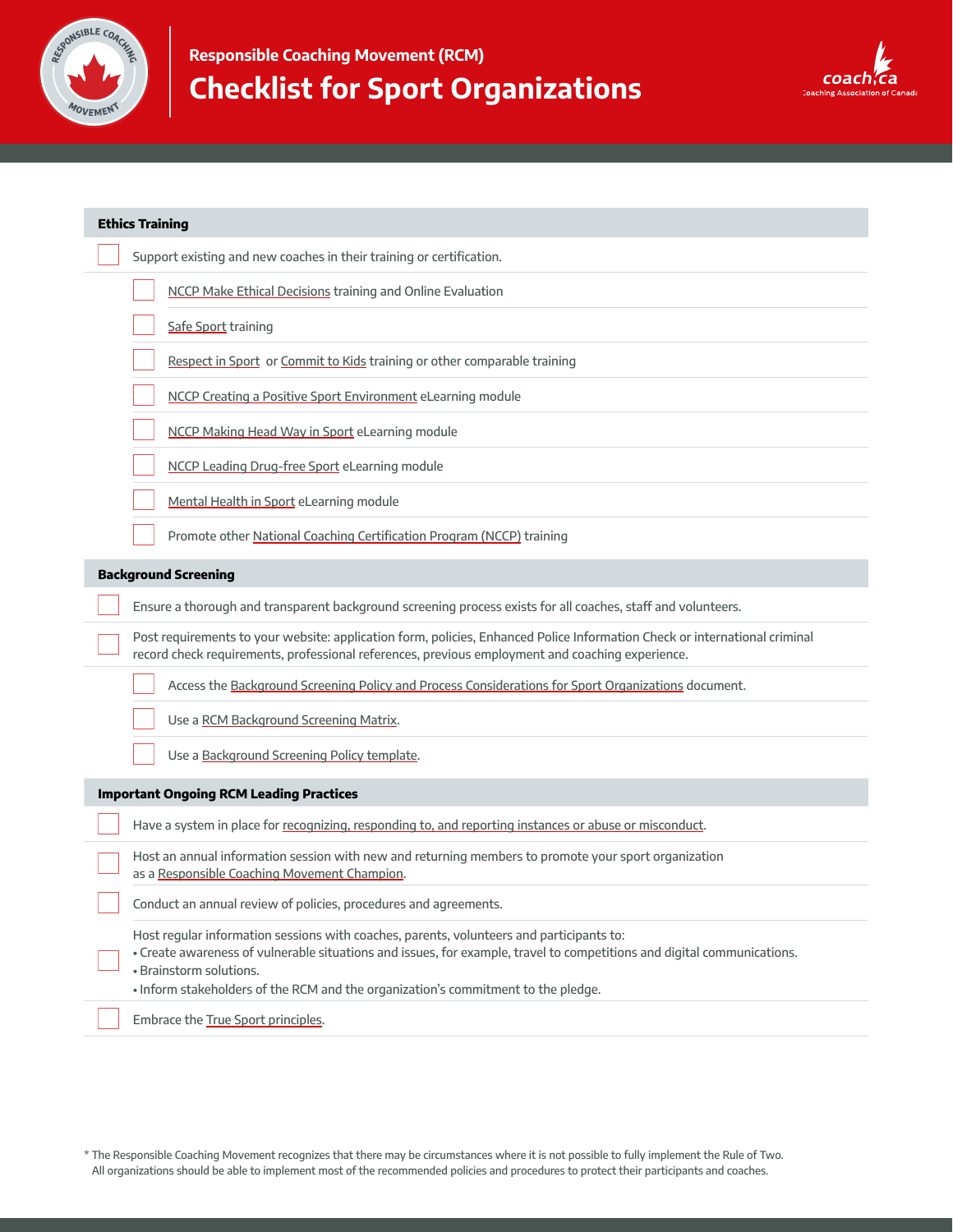**Responsible Coaching Movement (RCM)**

# Checklist for Sport Organizations

## Ethics Training

- [ ] Support existing and new coaches in their training or certification.
    - [ ] NCCP Make Ethical Decisions training and Online Evaluation
    - [ ] Safe Sport training
    - [ ] Respect in Sport or Commit to Kids training or other comparable training
    - [ ] NCCP Creating a Positive Sport Environment eLearning module
    - [ ] NCCP Making Head Way in Sport eLearning module
    - [ ] NCCP Leading Drug-free Sport eLearning module
    - [ ] Mental Health in Sport eLearning module
    - [ ] Promote other National Coaching Certification Program (NCCP) training

## Background Screening

- [ ] Ensure a thorough and transparent background screening process exists for all coaches, staff and volunteers.
- [ ] Post requirements to your website: application form, policies, Enhanced Police Information Check or international criminal record check requirements, professional references, previous employment and coaching experience.
    - [ ] Access the Background Screening Policy and Process Considerations for Sport Organizations document.
    - [ ] Use a RCM Background Screening Matrix.
    - [ ] Use a Background Screening Policy template.

## Important Ongoing RCM Leading Practices

- [ ] Have a system in place for recognizing, responding to, and reporting instances or abuse or misconduct.
- [ ] Host an annual information session with new and returning members to promote your sport organization as a Responsible Coaching Movement Champion.
- [ ] Conduct an annual review of policies, procedures and agreements.
- [ ] Host regular information sessions with coaches, parents, volunteers and participants to:
    - Create awareness of vulnerable situations and issues, for example, travel to competitions and digital communications.
    - Brainstorm solutions.
    - Inform stakeholders of the RCM and the organization's commitment to the pledge.
- [ ] Embrace the True Sport principles.

\* The Responsible Coaching Movement recognizes that there may be circumstances where it is not possible to fully implement the Rule of Two. All organizations should be able to implement most of the recommended policies and procedures to protect their participants and coaches.